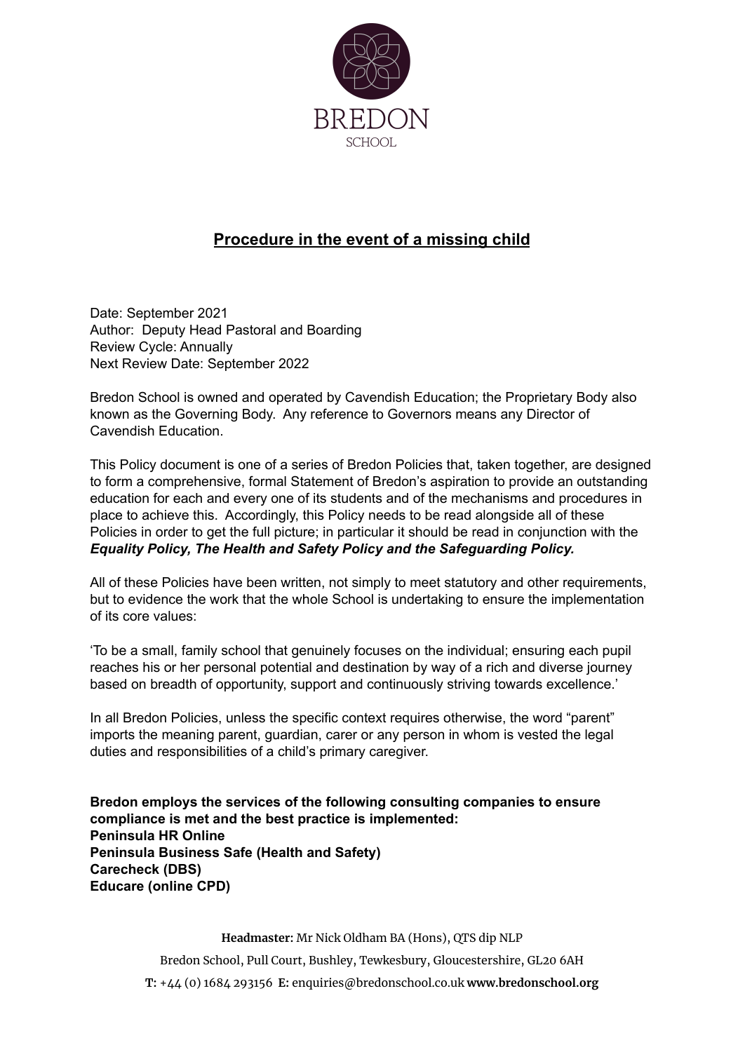# BREDON SCHOOL

## **Procedure in the event of a missing child**

Date: September 2021
Author: Deputy Head Pastoral and Boarding
Review Cycle: Annually
Next Review Date: September 2022

Bredon School is owned and operated by Cavendish Education; the Proprietary Body also known as the Governing Body. Any reference to Governors means any Director of Cavendish Education.

This Policy document is one of a series of Bredon Policies that, taken together, are designed to form a comprehensive, formal Statement of Bredon's aspiration to provide an outstanding education for each and every one of its students and of the mechanisms and procedures in place to achieve this. Accordingly, this Policy needs to be read alongside all of these Policies in order to get the full picture; in particular it should be read in conjunction with the ***Equality Policy, The Health and Safety Policy and the Safeguarding Policy.***

All of these Policies have been written, not simply to meet statutory and other requirements, but to evidence the work that the whole School is undertaking to ensure the implementation of its core values:

'To be a small, family school that genuinely focuses on the individual; ensuring each pupil reaches his or her personal potential and destination by way of a rich and diverse journey based on breadth of opportunity, support and continuously striving towards excellence.'

In all Bredon Policies, unless the specific context requires otherwise, the word "parent" imports the meaning parent, guardian, carer or any person in whom is vested the legal duties and responsibilities of a child's primary caregiver.

**Bredon employs the services of the following consulting companies to ensure compliance is met and the best practice is implemented:**
**Peninsula HR Online**
**Peninsula Business Safe (Health and Safety)**
**Carecheck (DBS)**
**Educare (online CPD)**

**Headmaster:** Mr Nick Oldham BA (Hons), QTS dip NLP
Bredon School, Pull Court, Bushley, Tewkesbury, Gloucestershire, GL20 6AH
**T:** +44 (0) 1684 293156 **E:** enquiries@bredonschool.co.uk **www.bredonschool.org**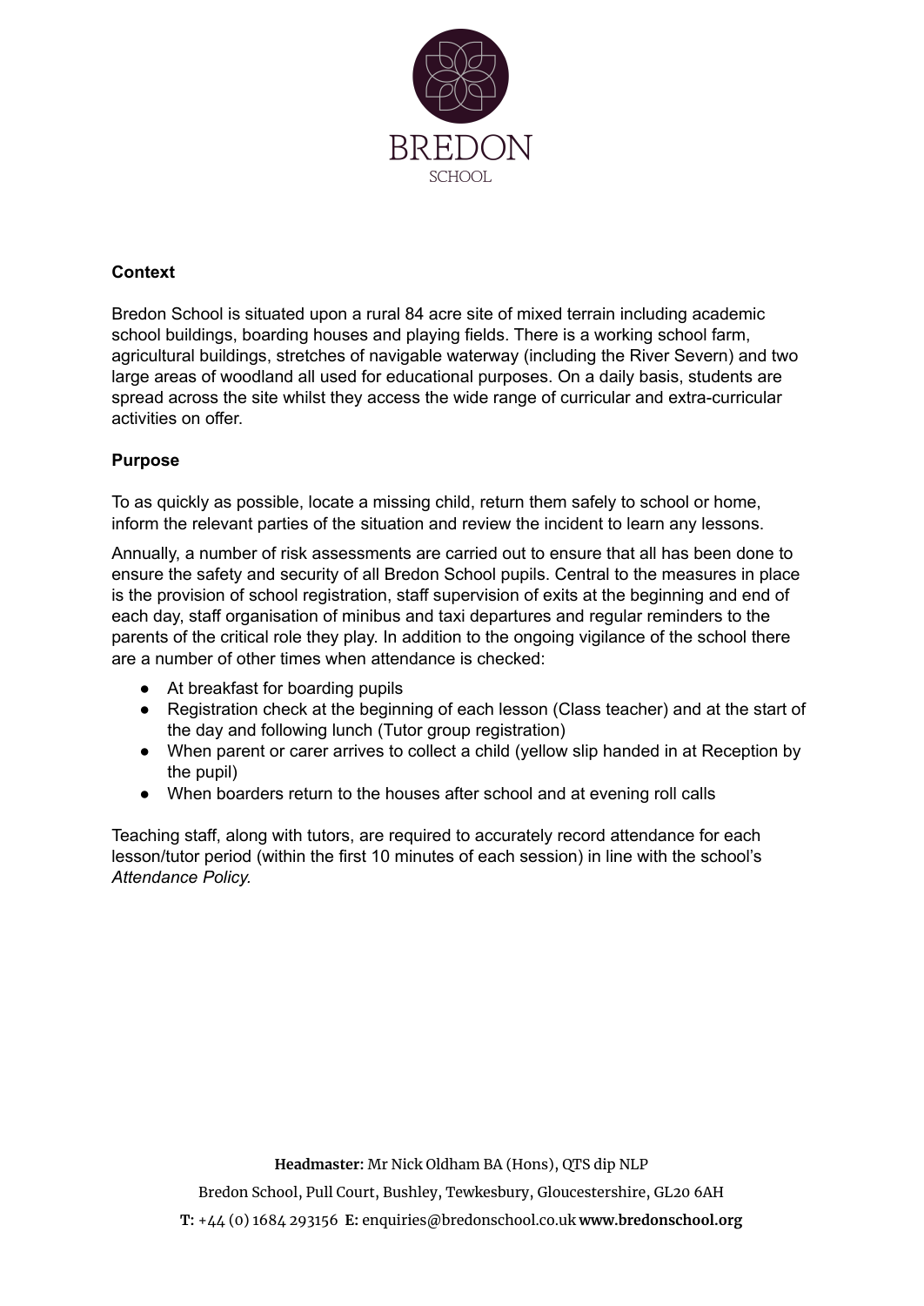**Context**

Bredon School is situated upon a rural 84 acre site of mixed terrain including academic school buildings, boarding houses and playing fields. There is a working school farm, agricultural buildings, stretches of navigable waterway (including the River Severn) and two large areas of woodland all used for educational purposes. On a daily basis, students are spread across the site whilst they access the wide range of curricular and extra-curricular activities on offer.

**Purpose**

To as quickly as possible, locate a missing child, return them safely to school or home, inform the relevant parties of the situation and review the incident to learn any lessons.

Annually, a number of risk assessments are carried out to ensure that all has been done to ensure the safety and security of all Bredon School pupils. Central to the measures in place is the provision of school registration, staff supervision of exits at the beginning and end of each day, staff organisation of minibus and taxi departures and regular reminders to the parents of the critical role they play. In addition to the ongoing vigilance of the school there are a number of other times when attendance is checked:

- At breakfast for boarding pupils
- Registration check at the beginning of each lesson (Class teacher) and at the start of the day and following lunch (Tutor group registration)
- When parent or carer arrives to collect a child (yellow slip handed in at Reception by the pupil)
- When boarders return to the houses after school and at evening roll calls

Teaching staff, along with tutors, are required to accurately record attendance for each lesson/tutor period (within the first 10 minutes of each session) in line with the school's *Attendance Policy.*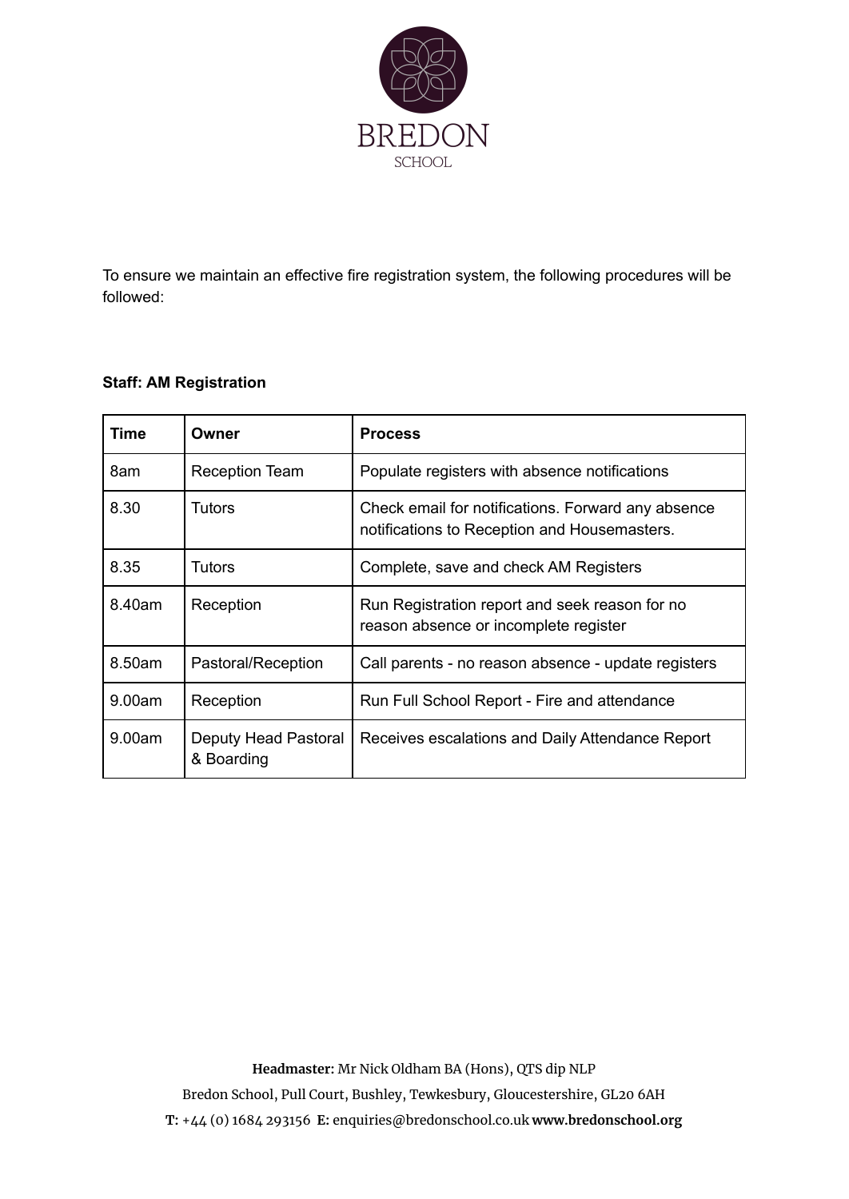To ensure we maintain an effective fire registration system, the following procedures will be followed:

**Staff: AM Registration**

| Time | Owner | Process |
|---|---|---|
| 8am | Reception Team | Populate registers with absence notifications |
| 8.30 | Tutors | Check email for notifications. Forward any absence notifications to Reception and Housemasters. |
| 8.35 | Tutors | Complete, save and check AM Registers |
| 8.40am | Reception | Run Registration report and seek reason for no reason absence or incomplete register |
| 8.50am | Pastoral/Reception | Call parents - no reason absence - update registers |
| 9.00am | Reception | Run Full School Report - Fire and attendance |
| 9.00am | Deputy Head Pastoral & Boarding | Receives escalations and Daily Attendance Report |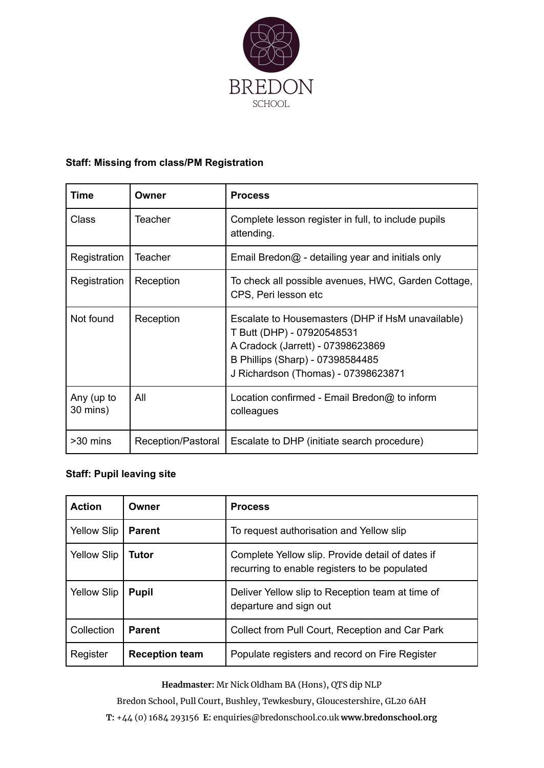**Staff: Missing from class/PM Registration**

| Time | Owner | Process |
|---|---|---|
| Class | Teacher | Complete lesson register in full, to include pupils attending. |
| Registration | Teacher | Email Bredon@ - detailing year and initials only |
| Registration | Reception | To check all possible avenues, HWC, Garden Cottage, CPS, Peri lesson etc |
| Not found | Reception | Escalate to Housemasters (DHP if HsM unavailable)<br>T Butt (DHP) - 07920548531<br>A Cradock (Jarrett) - 07398623869<br>B Phillips (Sharp) - 07398584485<br>J Richardson (Thomas) - 07398623871 |
| Any (up to 30 mins) | All | Location confirmed - Email Bredon@ to inform colleagues |
| >30 mins | Reception/Pastoral | Escalate to DHP (initiate search procedure) |

**Staff: Pupil leaving site**

| Action | Owner | Process |
|---|---|---|
| Yellow Slip | **Parent** | To request authorisation and Yellow slip |
| Yellow Slip | **Tutor** | Complete Yellow slip. Provide detail of dates if recurring to enable registers to be populated |
| Yellow Slip | **Pupil** | Deliver Yellow slip to Reception team at time of departure and sign out |
| Collection | **Parent** | Collect from Pull Court, Reception and Car Park |
| Register | **Reception team** | Populate registers and record on Fire Register |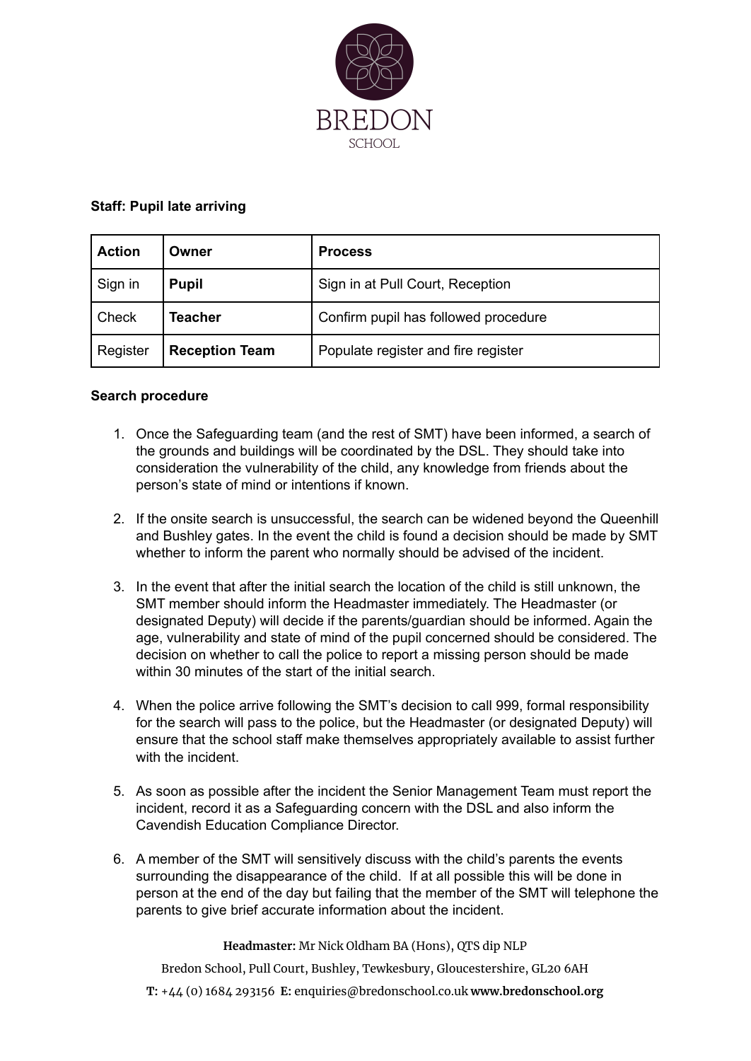**Staff: Pupil late arriving**

| Action | Owner | Process |
|---|---|---|
| Sign in | **Pupil** | Sign in at Pull Court, Reception |
| Check | **Teacher** | Confirm pupil has followed procedure |
| Register | **Reception Team** | Populate register and fire register |

**Search procedure**

1. Once the Safeguarding team (and the rest of SMT) have been informed, a search of the grounds and buildings will be coordinated by the DSL. They should take into consideration the vulnerability of the child, any knowledge from friends about the person's state of mind or intentions if known.

2. If the onsite search is unsuccessful, the search can be widened beyond the Queenhill and Bushley gates. In the event the child is found a decision should be made by SMT whether to inform the parent who normally should be advised of the incident.

3. In the event that after the initial search the location of the child is still unknown, the SMT member should inform the Headmaster immediately. The Headmaster (or designated Deputy) will decide if the parents/guardian should be informed. Again the age, vulnerability and state of mind of the pupil concerned should be considered. The decision on whether to call the police to report a missing person should be made within 30 minutes of the start of the initial search.

4. When the police arrive following the SMT's decision to call 999, formal responsibility for the search will pass to the police, but the Headmaster (or designated Deputy) will ensure that the school staff make themselves appropriately available to assist further with the incident.

5. As soon as possible after the incident the Senior Management Team must report the incident, record it as a Safeguarding concern with the DSL and also inform the Cavendish Education Compliance Director.

6. A member of the SMT will sensitively discuss with the child's parents the events surrounding the disappearance of the child. If at all possible this will be done in person at the end of the day but failing that the member of the SMT will telephone the parents to give brief accurate information about the incident.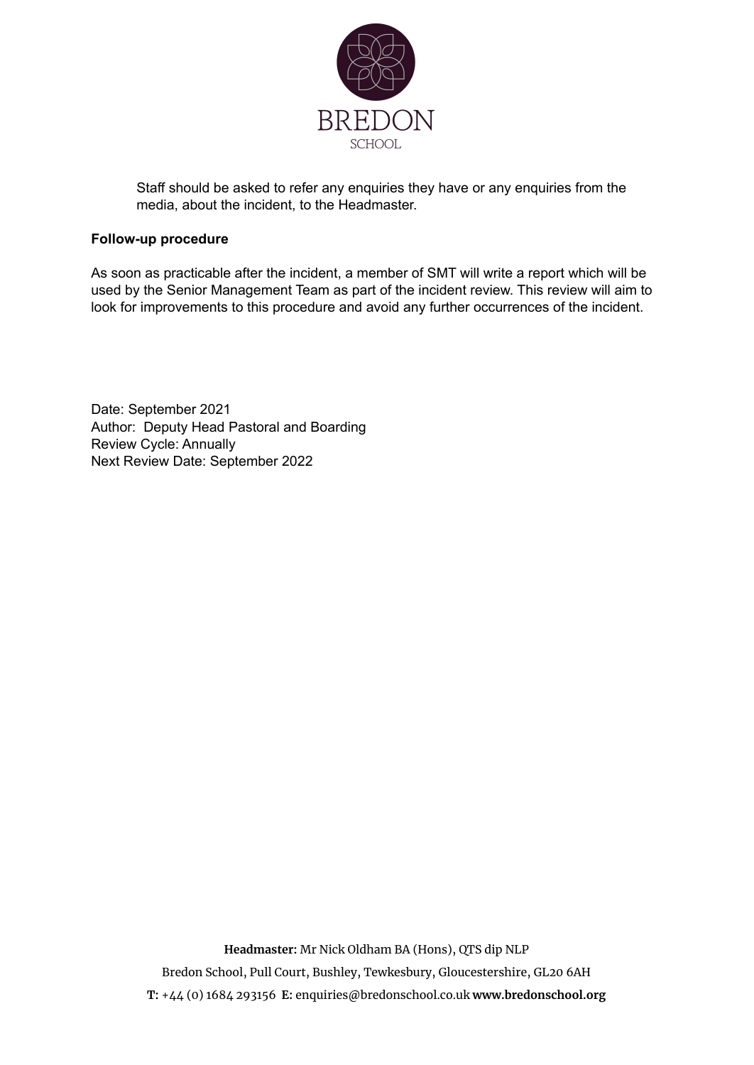Staff should be asked to refer any enquiries they have or any enquiries from the media, about the incident, to the Headmaster.

**Follow-up procedure**

As soon as practicable after the incident, a member of SMT will write a report which will be used by the Senior Management Team as part of the incident review. This review will aim to look for improvements to this procedure and avoid any further occurrences of the incident.

Date: September 2021
Author: Deputy Head Pastoral and Boarding
Review Cycle: Annually
Next Review Date: September 2022